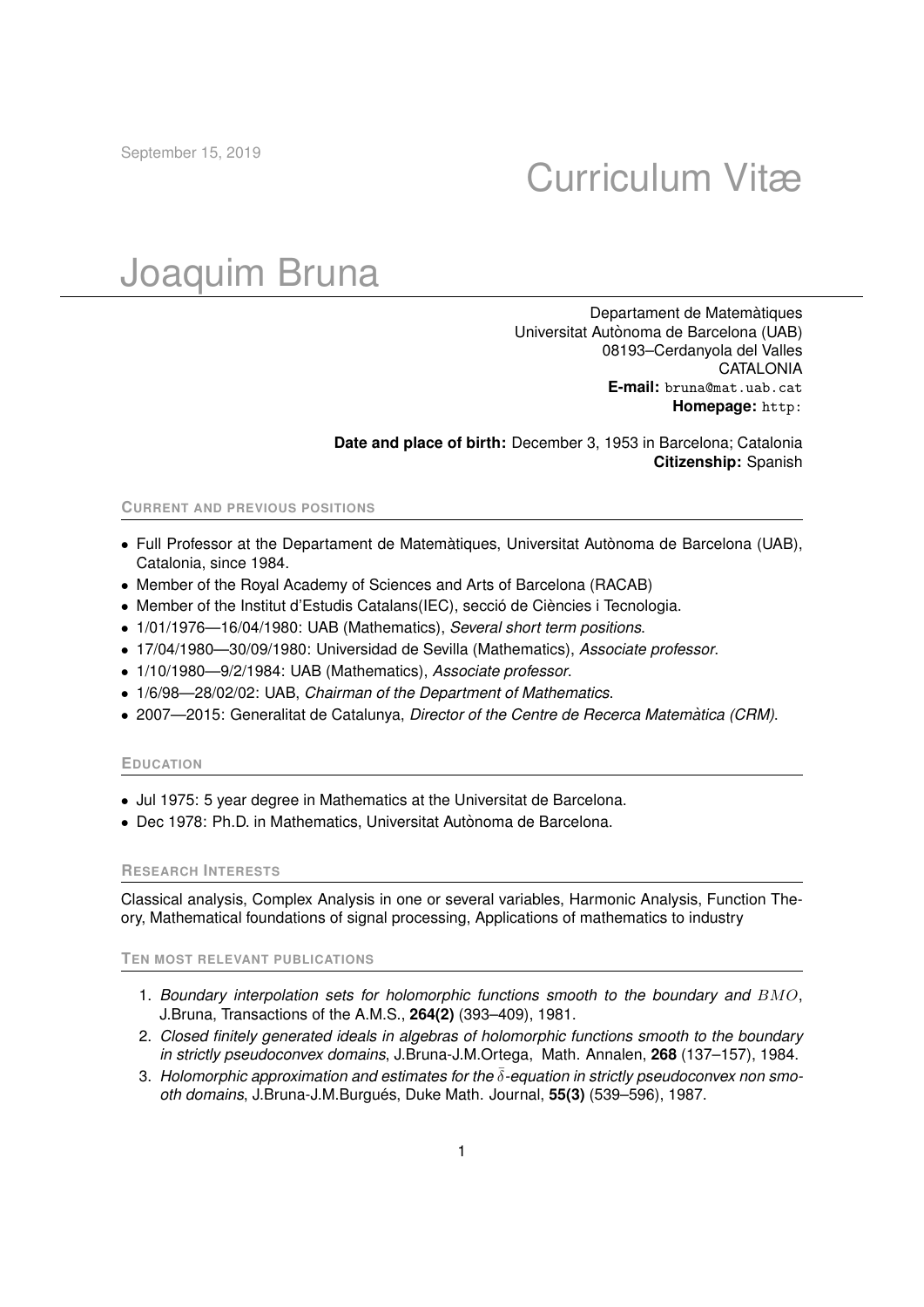September 15, 2019

# Curriculum Vitæ

# Joaquim Bruna

Departament de Matemàtiques
Universitat Autònoma de Barcelona (UAB)
08193–Cerdanyola del Valles
CATALONIA
**E-mail:** bruna@mat.uab.cat
**Homepage:** http:

**Date and place of birth:** December 3, 1953 in Barcelona; Catalonia
**Citizenship:** Spanish

## CURRENT AND PREVIOUS POSITIONS

- Full Professor at the Departament de Matemàtiques, Universitat Autònoma de Barcelona (UAB), Catalonia, since 1984.
- Member of the Royal Academy of Sciences and Arts of Barcelona (RACAB)
- Member of the Institut d'Estudis Catalans(IEC), secció de Ciències i Tecnologia.
- 1/01/1976—16/04/1980: UAB (Mathematics), *Several short term positions*.
- 17/04/1980—30/09/1980: Universidad de Sevilla (Mathematics), *Associate professor*.
- 1/10/1980—9/2/1984: UAB (Mathematics), *Associate professor*.
- 1/6/98—28/02/02: UAB, *Chairman of the Department of Mathematics*.
- 2007—2015: Generalitat de Catalunya, *Director of the Centre de Recerca Matemàtica (CRM).*

## EDUCATION

- Jul 1975: 5 year degree in Mathematics at the Universitat de Barcelona.
- Dec 1978: Ph.D. in Mathematics, Universitat Autònoma de Barcelona.

## RESEARCH INTERESTS

Classical analysis, Complex Analysis in one or several variables, Harmonic Analysis, Function Theory, Mathematical foundations of signal processing, Applications of mathematics to industry

## TEN MOST RELEVANT PUBLICATIONS

1. *Boundary interpolation sets for holomorphic functions smooth to the boundary and $BMO$*, J.Bruna, Transactions of the A.M.S., **264(2)** (393–409), 1981.
2. *Closed finitely generated ideals in algebras of holomorphic functions smooth to the boundary in strictly pseudoconvex domains*, J.Bruna-J.M.Ortega, Math. Annalen, **268** (137–157), 1984.
3. *Holomorphic approximation and estimates for the $\bar{\delta}$-equation in strictly pseudoconvex non smooth domains*, J.Bruna-J.M.Burgués, Duke Math. Journal, **55(3)** (539–596), 1987.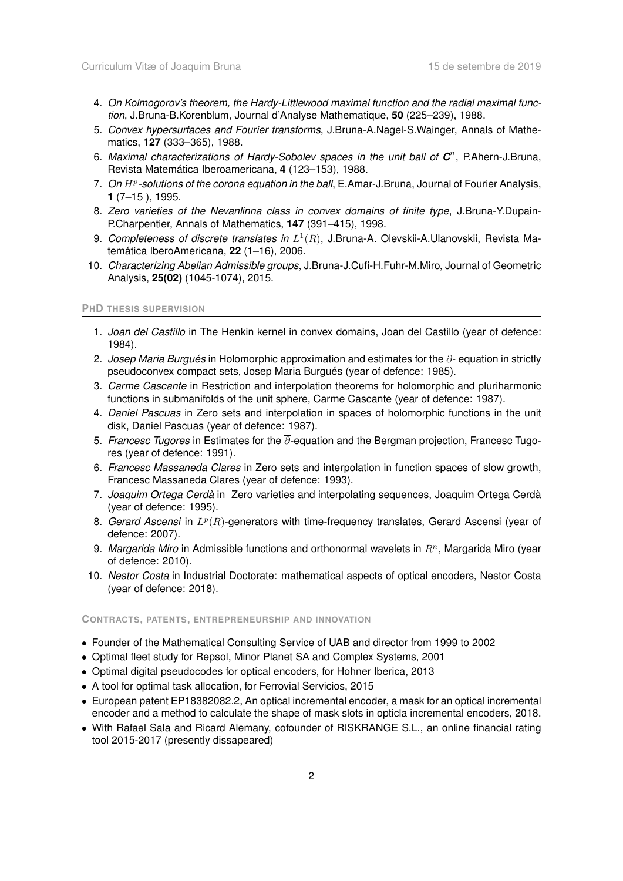4. *On Kolmogorov's theorem, the Hardy-Littlewood maximal function and the radial maximal function*, J.Bruna-B.Korenblum, Journal d'Analyse Mathematique, **50** (225–239), 1988.
5. *Convex hypersurfaces and Fourier transforms*, J.Bruna-A.Nagel-S.Wainger, Annals of Mathematics, **127** (333–365), 1988.
6. *Maximal characterizations of Hardy-Sobolev spaces in the unit ball of* $\boldsymbol{C}^n$, P.Ahern-J.Bruna, Revista Matemática Iberoamericana, **4** (123–153), 1988.
7. *On* $H^p$*-solutions of the corona equation in the ball*, E.Amar-J.Bruna, Journal of Fourier Analysis, **1** (7–15 ), 1995.
8. *Zero varieties of the Nevanlinna class in convex domains of finite type*, J.Bruna-Y.Dupain-P.Charpentier, Annals of Mathematics, **147** (391–415), 1998.
9. *Completeness of discrete translates in* $L^1(R)$, J.Bruna-A. Olevskii-A.Ulanovskii, Revista Matemática IberoAmericana, **22** (1–16), 2006.
10. *Characterizing Abelian Admissible groups*, J.Bruna-J.Cufi-H.Fuhr-M.Miro, Journal of Geometric Analysis, **25(02)** (1045-1074), 2015.

## PHD THESIS SUPERVISION

1. *Joan del Castillo* in The Henkin kernel in convex domains, Joan del Castillo (year of defence: 1984).
2. *Josep Maria Burgués* in Holomorphic approximation and estimates for the $\overline{\partial}$- equation in strictly pseudoconvex compact sets, Josep Maria Burgués (year of defence: 1985).
3. *Carme Cascante* in Restriction and interpolation theorems for holomorphic and pluriharmonic functions in submanifolds of the unit sphere, Carme Cascante (year of defence: 1987).
4. *Daniel Pascuas* in Zero sets and interpolation in spaces of holomorphic functions in the unit disk, Daniel Pascuas (year of defence: 1987).
5. *Francesc Tugores* in Estimates for the $\overline{\partial}$-equation and the Bergman projection, Francesc Tugores (year of defence: 1991).
6. *Francesc Massaneda Clares* in Zero sets and interpolation in function spaces of slow growth, Francesc Massaneda Clares (year of defence: 1993).
7. *Joaquim Ortega Cerdà* in Zero varieties and interpolating sequences, Joaquim Ortega Cerdà (year of defence: 1995).
8. *Gerard Ascensi* in $L^p(R)$-generators with time-frequency translates, Gerard Ascensi (year of defence: 2007).
9. *Margarida Miro* in Admissible functions and orthonormal wavelets in $R^n$, Margarida Miro (year of defence: 2010).
10. *Nestor Costa* in Industrial Doctorate: mathematical aspects of optical encoders, Nestor Costa (year of defence: 2018).

## CONTRACTS, PATENTS, ENTREPRENEURSHIP AND INNOVATION

- Founder of the Mathematical Consulting Service of UAB and director from 1999 to 2002
- Optimal fleet study for Repsol, Minor Planet SA and Complex Systems, 2001
- Optimal digital pseudocodes for optical encoders, for Hohner Iberica, 2013
- A tool for optimal task allocation, for Ferrovial Servicios, 2015
- European patent EP18382082.2, An optical incremental encoder, a mask for an optical incremental encoder and a method to calculate the shape of mask slots in opticla incremental encoders, 2018.
- With Rafael Sala and Ricard Alemany, cofounder of RISKRANGE S.L., an online financial rating tool 2015-2017 (presently dissapeared)